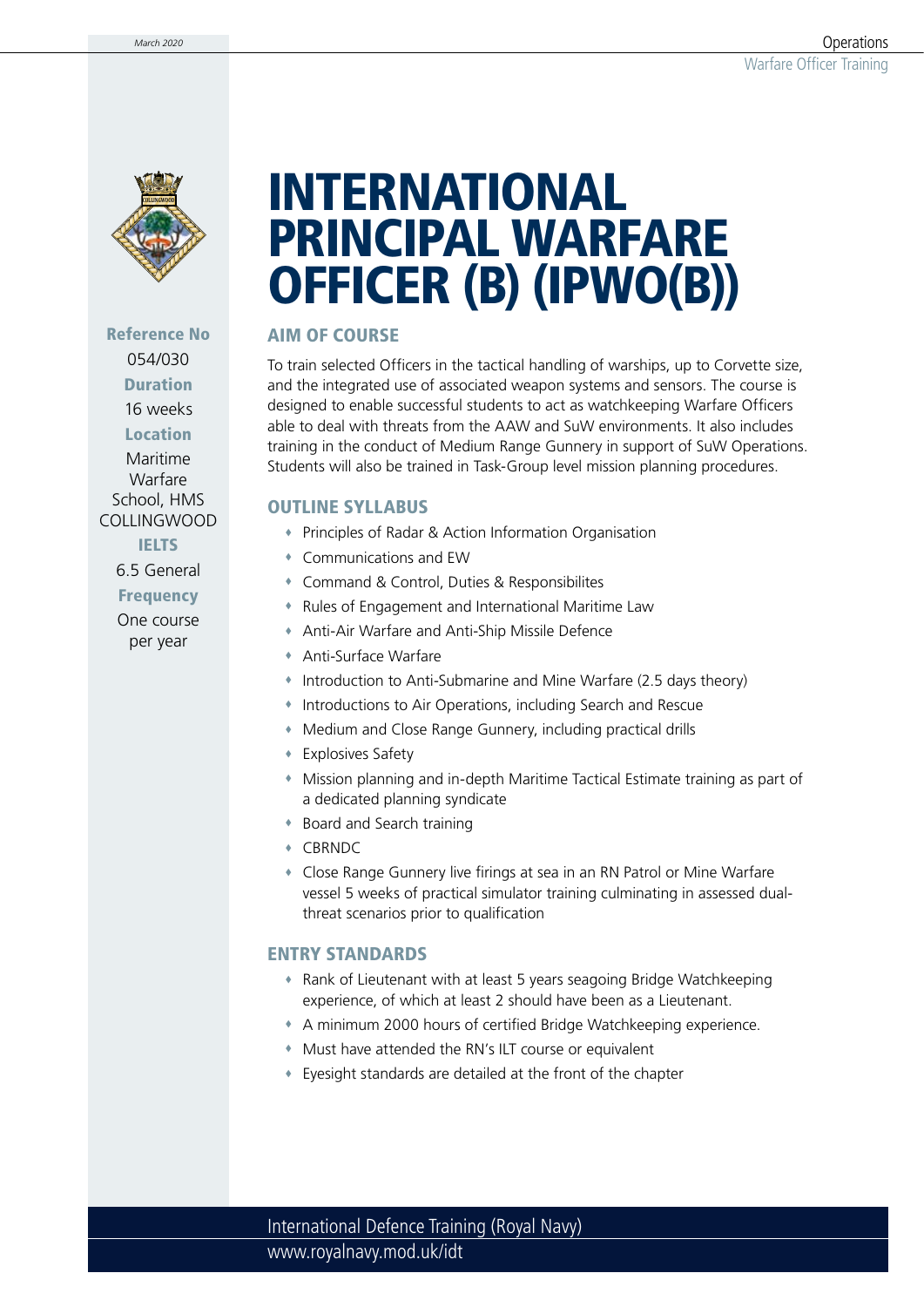# INTERNATIONAL PRINCIPAL WARFARE OFFICER (B) (IPWO(B))

**Reference No**
054/030

**Duration**
16 weeks

**Location**
Maritime Warfare School, HMS COLLINGWOOD

**IELTS**
6.5 General

**Frequency**
One course per year

## AIM OF COURSE

To train selected Officers in the tactical handling of warships, up to Corvette size, and the integrated use of associated weapon systems and sensors. The course is designed to enable successful students to act as watchkeeping Warfare Officers able to deal with threats from the AAW and SuW environments. It also includes training in the conduct of Medium Range Gunnery in support of SuW Operations. Students will also be trained in Task-Group level mission planning procedures.

## OUTLINE SYLLABUS

- Principles of Radar & Action Information Organisation
- Communications and EW
- Command & Control, Duties & Responsibilites
- Rules of Engagement and International Maritime Law
- Anti-Air Warfare and Anti-Ship Missile Defence
- Anti-Surface Warfare
- Introduction to Anti-Submarine and Mine Warfare (2.5 days theory)
- Introductions to Air Operations, including Search and Rescue
- Medium and Close Range Gunnery, including practical drills
- Explosives Safety
- Mission planning and in-depth Maritime Tactical Estimate training as part of a dedicated planning syndicate
- Board and Search training
- CBRNDC
- Close Range Gunnery live firings at sea in an RN Patrol or Mine Warfare vessel 5 weeks of practical simulator training culminating in assessed dual-threat scenarios prior to qualification

## ENTRY STANDARDS

- Rank of Lieutenant with at least 5 years seagoing Bridge Watchkeeping experience, of which at least 2 should have been as a Lieutenant.
- A minimum 2000 hours of certified Bridge Watchkeeping experience.
- Must have attended the RN's ILT course or equivalent
- Eyesight standards are detailed at the front of the chapter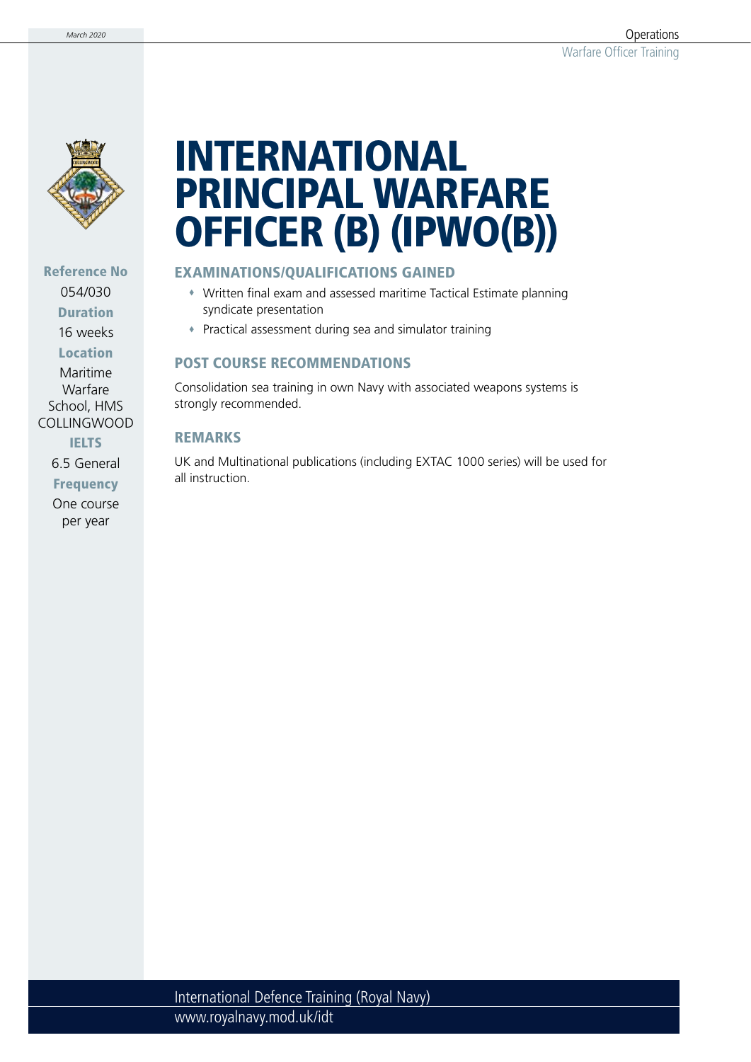# INTERNATIONAL PRINCIPAL WARFARE OFFICER (B) (IPWO(B))

**Reference No**
054/030

**Duration**
16 weeks

**Location**
Maritime Warfare School, HMS COLLINGWOOD

**IELTS**
6.5 General

**Frequency**
One course per year

## EXAMINATIONS/QUALIFICATIONS GAINED

- Written final exam and assessed maritime Tactical Estimate planning syndicate presentation
- Practical assessment during sea and simulator training

## POST COURSE RECOMMENDATIONS

Consolidation sea training in own Navy with associated weapons systems is strongly recommended.

## REMARKS

UK and Multinational publications (including EXTAC 1000 series) will be used for all instruction.